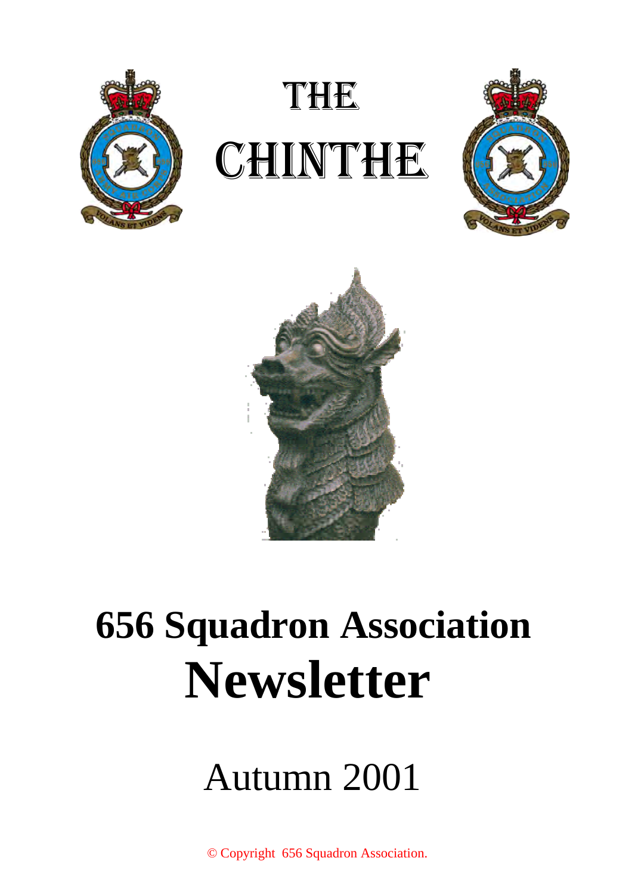# THE CHINTHE

# 656 Squadron Association
# Newsletter

## Autumn 2001

© Copyright 656 Squadron Association.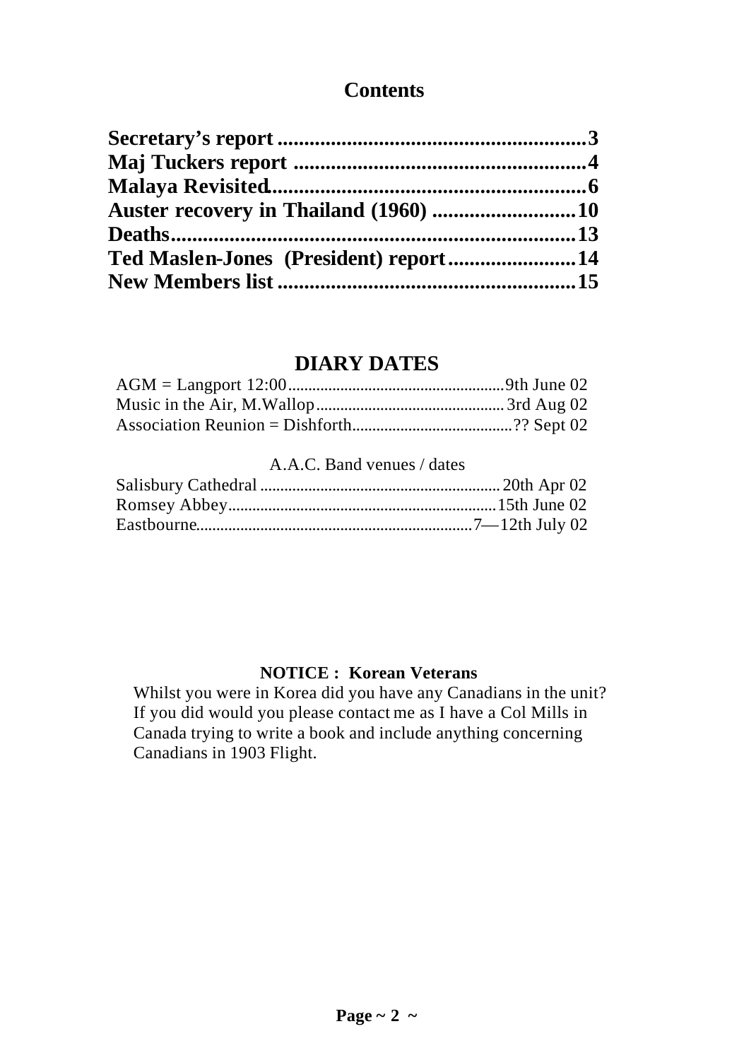## Contents

| | |
|---|---|
| **Secretary's report** | **3** |
| **Maj Tuckers report** | **4** |
| **Malaya Revisited** | **6** |
| **Auster recovery in Thailand (1960)** | **10** |
| **Deaths** | **13** |
| **Ted Maslen-Jones (President) report** | **14** |
| **New Members list** | **15** |

## DIARY DATES

| | |
|---|---|
| AGM = Langport 12:00 | 9th June 02 |
| Music in the Air, M.Wallop | 3rd Aug 02 |
| Association Reunion = Dishforth | ?? Sept 02 |

A.A.C. Band venues / dates

| | |
|---|---|
| Salisbury Cathedral | 20th Apr 02 |
| Romsey Abbey | 15th June 02 |
| Eastbourne | 7—12th July 02 |

**NOTICE : Korean Veterans**

Whilst you were in Korea did you have any Canadians in the unit? If you did would you please contact me as I have a Col Mills in Canada trying to write a book and include anything concerning Canadians in 1903 Flight.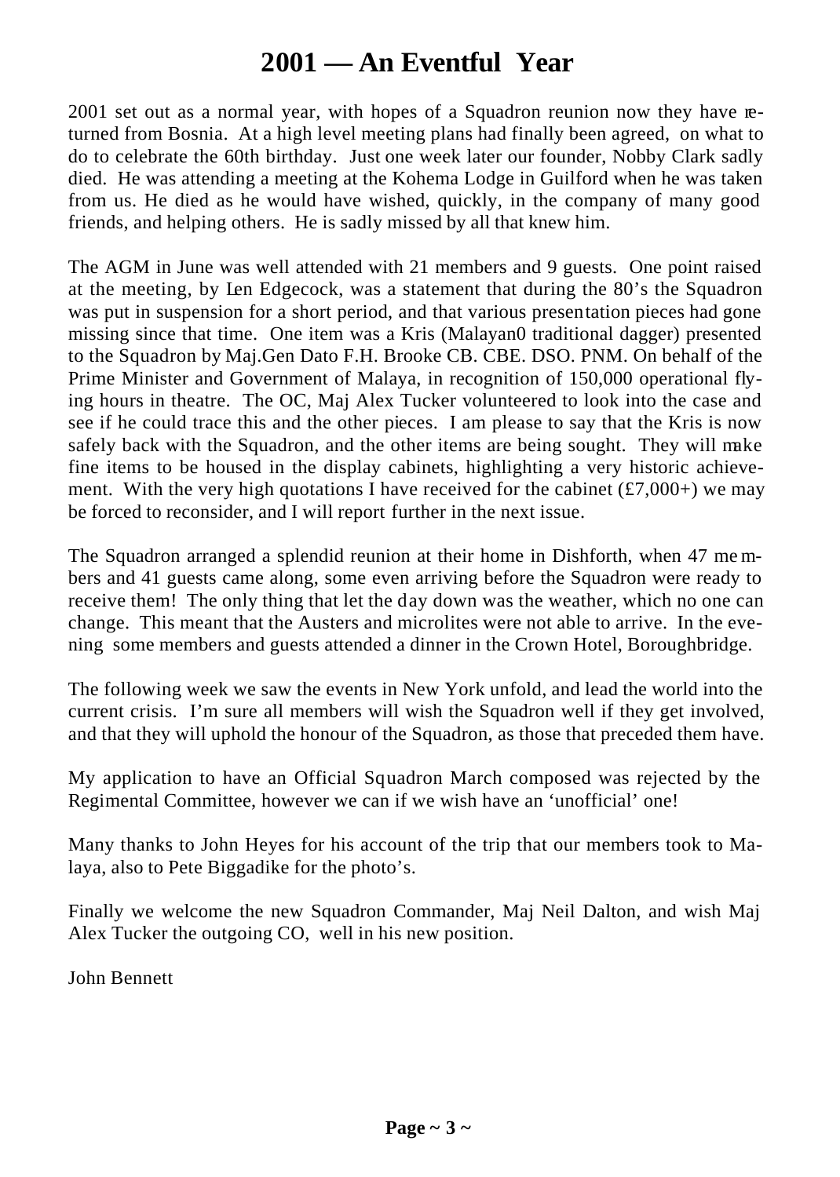# 2001 — An Eventful Year

2001 set out as a normal year, with hopes of a Squadron reunion now they have returned from Bosnia. At a high level meeting plans had finally been agreed, on what to do to celebrate the 60th birthday. Just one week later our founder, Nobby Clark sadly died. He was attending a meeting at the Kohema Lodge in Guilford when he was taken from us. He died as he would have wished, quickly, in the company of many good friends, and helping others. He is sadly missed by all that knew him.

The AGM in June was well attended with 21 members and 9 guests. One point raised at the meeting, by Len Edgecock, was a statement that during the 80's the Squadron was put in suspension for a short period, and that various presentation pieces had gone missing since that time. One item was a Kris (Malayan0 traditional dagger) presented to the Squadron by Maj.Gen Dato F.H. Brooke CB. CBE. DSO. PNM. On behalf of the Prime Minister and Government of Malaya, in recognition of 150,000 operational flying hours in theatre. The OC, Maj Alex Tucker volunteered to look into the case and see if he could trace this and the other pieces. I am please to say that the Kris is now safely back with the Squadron, and the other items are being sought. They will make fine items to be housed in the display cabinets, highlighting a very historic achievement. With the very high quotations I have received for the cabinet (£7,000+) we may be forced to reconsider, and I will report further in the next issue.

The Squadron arranged a splendid reunion at their home in Dishforth, when 47 members and 41 guests came along, some even arriving before the Squadron were ready to receive them! The only thing that let the day down was the weather, which no one can change. This meant that the Austers and microlites were not able to arrive. In the evening some members and guests attended a dinner in the Crown Hotel, Boroughbridge.

The following week we saw the events in New York unfold, and lead the world into the current crisis. I'm sure all members will wish the Squadron well if they get involved, and that they will uphold the honour of the Squadron, as those that preceded them have.

My application to have an Official Squadron March composed was rejected by the Regimental Committee, however we can if we wish have an 'unofficial' one!

Many thanks to John Heyes for his account of the trip that our members took to Malaya, also to Pete Biggadike for the photo's.

Finally we welcome the new Squadron Commander, Maj Neil Dalton, and wish Maj Alex Tucker the outgoing CO, well in his new position.

John Bennett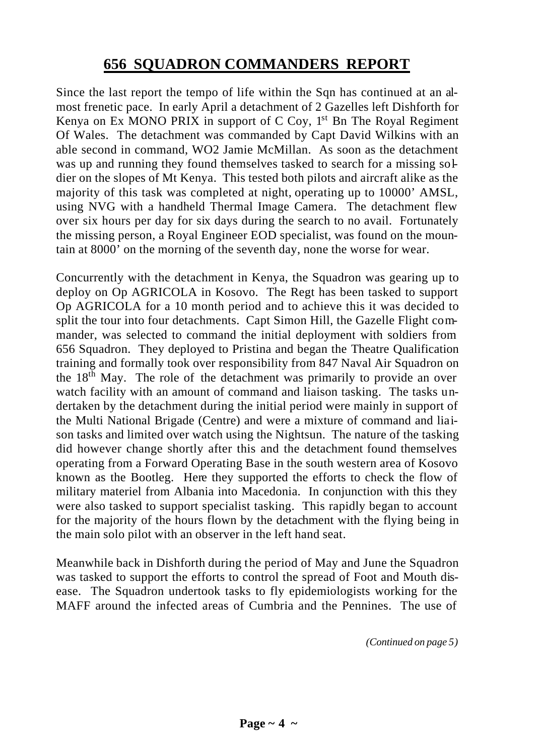# 656 SQUADRON COMMANDERS REPORT

Since the last report the tempo of life within the Sqn has continued at an almost frenetic pace. In early April a detachment of 2 Gazelles left Dishforth for Kenya on Ex MONO PRIX in support of C Coy, 1st Bn The Royal Regiment Of Wales. The detachment was commanded by Capt David Wilkins with an able second in command, WO2 Jamie McMillan. As soon as the detachment was up and running they found themselves tasked to search for a missing soldier on the slopes of Mt Kenya. This tested both pilots and aircraft alike as the majority of this task was completed at night, operating up to 10000' AMSL, using NVG with a handheld Thermal Image Camera. The detachment flew over six hours per day for six days during the search to no avail. Fortunately the missing person, a Royal Engineer EOD specialist, was found on the mountain at 8000' on the morning of the seventh day, none the worse for wear.

Concurrently with the detachment in Kenya, the Squadron was gearing up to deploy on Op AGRICOLA in Kosovo. The Regt has been tasked to support Op AGRICOLA for a 10 month period and to achieve this it was decided to split the tour into four detachments. Capt Simon Hill, the Gazelle Flight commander, was selected to command the initial deployment with soldiers from 656 Squadron. They deployed to Pristina and began the Theatre Qualification training and formally took over responsibility from 847 Naval Air Squadron on the 18th May. The role of the detachment was primarily to provide an over watch facility with an amount of command and liaison tasking. The tasks undertaken by the detachment during the initial period were mainly in support of the Multi National Brigade (Centre) and were a mixture of command and liaison tasks and limited over watch using the Nightsun. The nature of the tasking did however change shortly after this and the detachment found themselves operating from a Forward Operating Base in the south western area of Kosovo known as the Bootleg. Here they supported the efforts to check the flow of military materiel from Albania into Macedonia. In conjunction with this they were also tasked to support specialist tasking. This rapidly began to account for the majority of the hours flown by the detachment with the flying being in the main solo pilot with an observer in the left hand seat.

Meanwhile back in Dishforth during the period of May and June the Squadron was tasked to support the efforts to control the spread of Foot and Mouth disease. The Squadron undertook tasks to fly epidemiologists working for the MAFF around the infected areas of Cumbria and the Pennines. The use of

*(Continued on page 5)*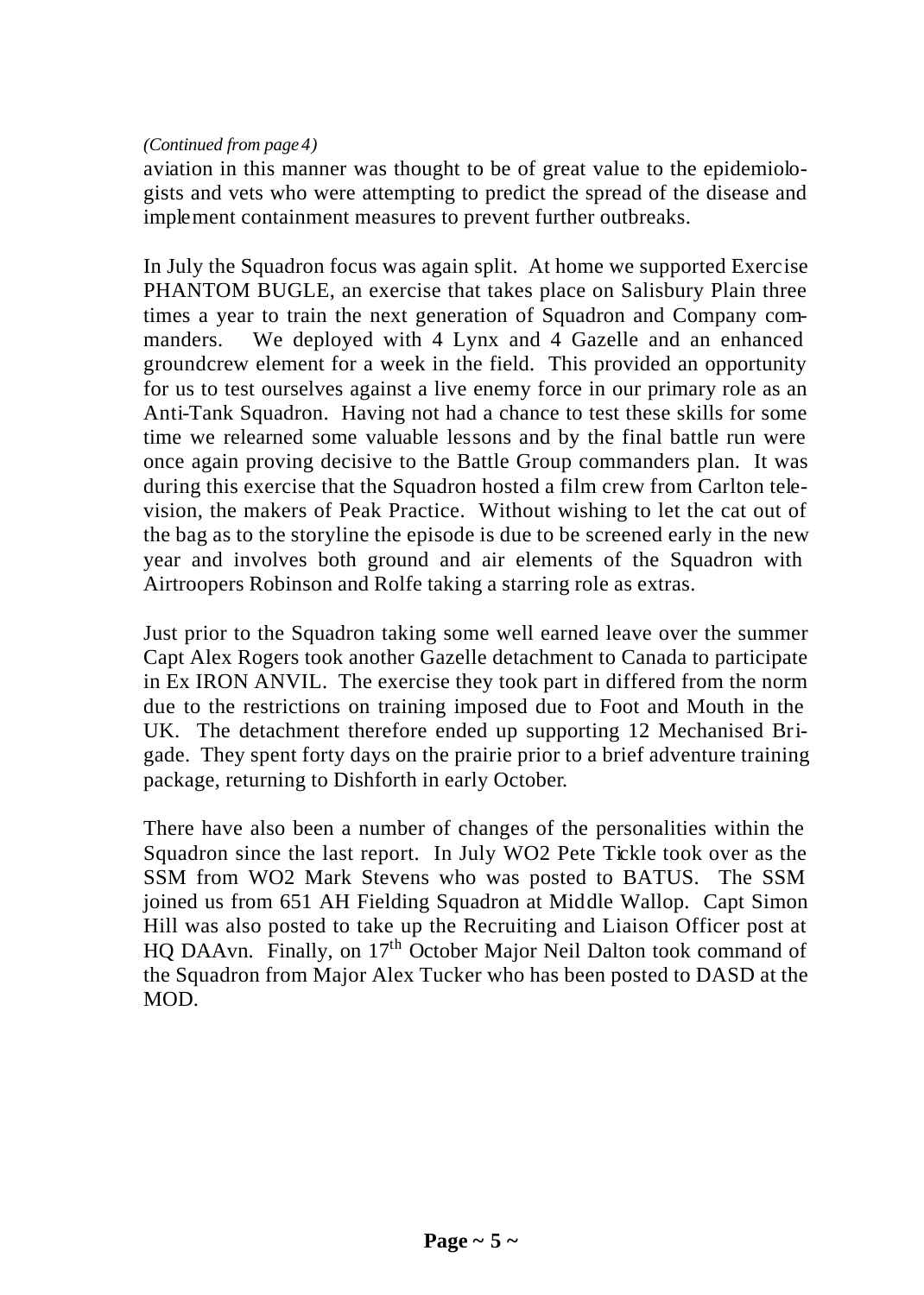*(Continued from page 4)*

aviation in this manner was thought to be of great value to the epidemiologists and vets who were attempting to predict the spread of the disease and implement containment measures to prevent further outbreaks.

In July the Squadron focus was again split. At home we supported Exercise PHANTOM BUGLE, an exercise that takes place on Salisbury Plain three times a year to train the next generation of Squadron and Company commanders. We deployed with 4 Lynx and 4 Gazelle and an enhanced groundcrew element for a week in the field. This provided an opportunity for us to test ourselves against a live enemy force in our primary role as an Anti-Tank Squadron. Having not had a chance to test these skills for some time we relearned some valuable lessons and by the final battle run were once again proving decisive to the Battle Group commanders plan. It was during this exercise that the Squadron hosted a film crew from Carlton television, the makers of Peak Practice. Without wishing to let the cat out of the bag as to the storyline the episode is due to be screened early in the new year and involves both ground and air elements of the Squadron with Airtroopers Robinson and Rolfe taking a starring role as extras.

Just prior to the Squadron taking some well earned leave over the summer Capt Alex Rogers took another Gazelle detachment to Canada to participate in Ex IRON ANVIL. The exercise they took part in differed from the norm due to the restrictions on training imposed due to Foot and Mouth in the UK. The detachment therefore ended up supporting 12 Mechanised Brigade. They spent forty days on the prairie prior to a brief adventure training package, returning to Dishforth in early October.

There have also been a number of changes of the personalities within the Squadron since the last report. In July WO2 Pete Tickle took over as the SSM from WO2 Mark Stevens who was posted to BATUS. The SSM joined us from 651 AH Fielding Squadron at Middle Wallop. Capt Simon Hill was also posted to take up the Recruiting and Liaison Officer post at HQ DAAvn. Finally, on 17th October Major Neil Dalton took command of the Squadron from Major Alex Tucker who has been posted to DASD at the MOD.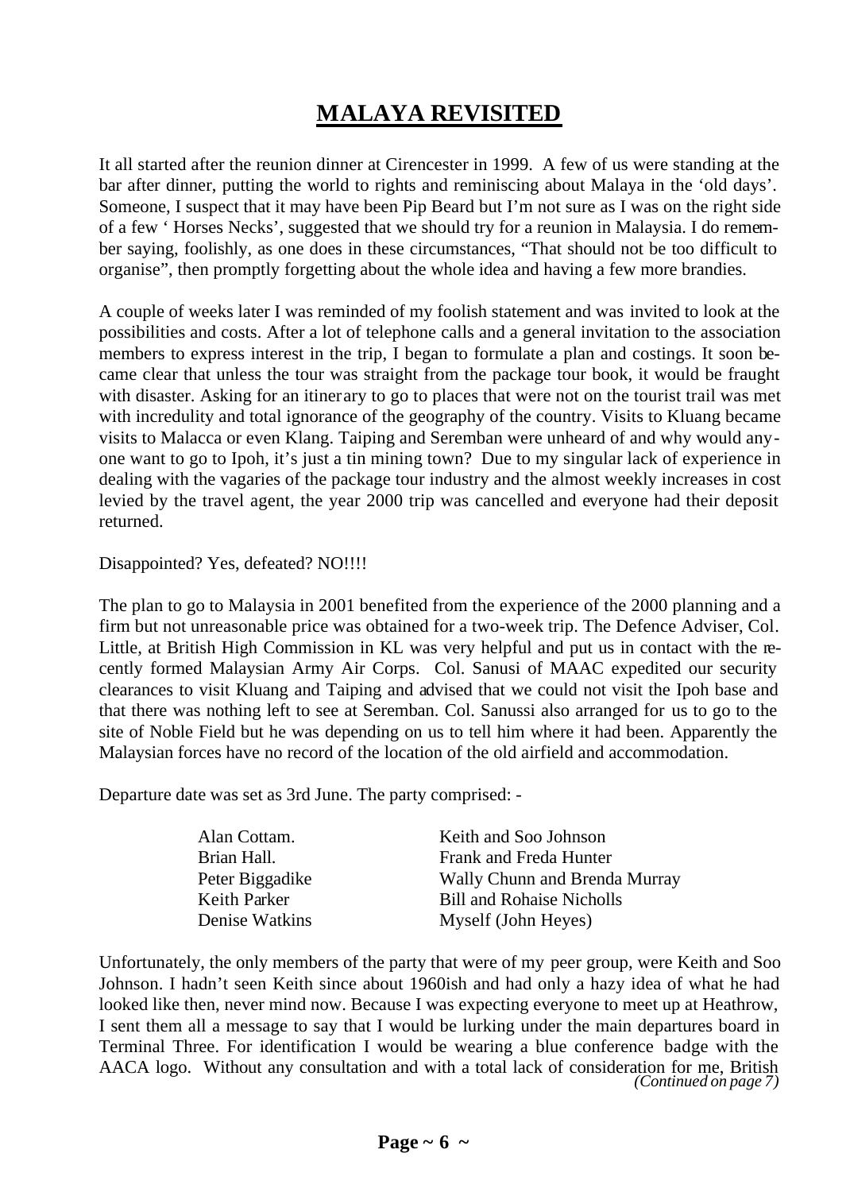# MALAYA REVISITED

It all started after the reunion dinner at Cirencester in 1999. A few of us were standing at the bar after dinner, putting the world to rights and reminiscing about Malaya in the 'old days'. Someone, I suspect that it may have been Pip Beard but I'm not sure as I was on the right side of a few ' Horses Necks', suggested that we should try for a reunion in Malaysia. I do remember saying, foolishly, as one does in these circumstances, "That should not be too difficult to organise", then promptly forgetting about the whole idea and having a few more brandies.

A couple of weeks later I was reminded of my foolish statement and was invited to look at the possibilities and costs. After a lot of telephone calls and a general invitation to the association members to express interest in the trip, I began to formulate a plan and costings. It soon became clear that unless the tour was straight from the package tour book, it would be fraught with disaster. Asking for an itinerary to go to places that were not on the tourist trail was met with incredulity and total ignorance of the geography of the country. Visits to Kluang became visits to Malacca or even Klang. Taiping and Seremban were unheard of and why would anyone want to go to Ipoh, it's just a tin mining town? Due to my singular lack of experience in dealing with the vagaries of the package tour industry and the almost weekly increases in cost levied by the travel agent, the year 2000 trip was cancelled and everyone had their deposit returned.

Disappointed? Yes, defeated? NO!!!!

The plan to go to Malaysia in 2001 benefited from the experience of the 2000 planning and a firm but not unreasonable price was obtained for a two-week trip. The Defence Adviser, Col. Little, at British High Commission in KL was very helpful and put us in contact with the recently formed Malaysian Army Air Corps. Col. Sanusi of MAAC expedited our security clearances to visit Kluang and Taiping and advised that we could not visit the Ipoh base and that there was nothing left to see at Seremban. Col. Sanussi also arranged for us to go to the site of Noble Field but he was depending on us to tell him where it had been. Apparently the Malaysian forces have no record of the location of the old airfield and accommodation.

Departure date was set as 3rd June. The party comprised: -

| | |
|---|---|
| Alan Cottam. | Keith and Soo Johnson |
| Brian Hall. | Frank and Freda Hunter |
| Peter Biggadike | Wally Chunn and Brenda Murray |
| Keith Parker | Bill and Rohaise Nicholls |
| Denise Watkins | Myself (John Heyes) |

Unfortunately, the only members of the party that were of my peer group, were Keith and Soo Johnson. I hadn't seen Keith since about 1960ish and had only a hazy idea of what he had looked like then, never mind now. Because I was expecting everyone to meet up at Heathrow, I sent them all a message to say that I would be lurking under the main departures board in Terminal Three. For identification I would be wearing a blue conference badge with the AACA logo. Without any consultation and with a total lack of consideration for me, British

*(Continued on page 7)*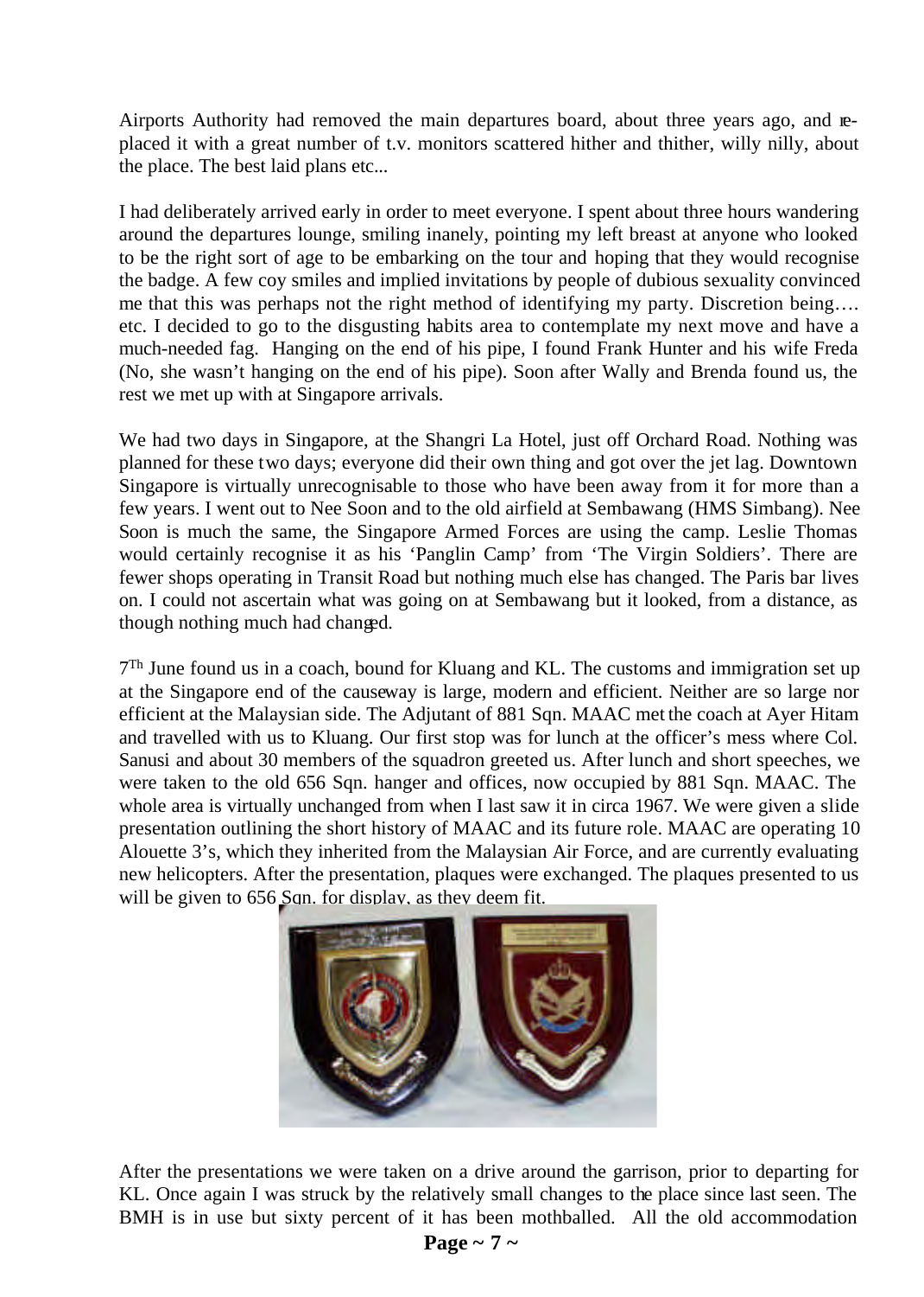Airports Authority had removed the main departures board, about three years ago, and replaced it with a great number of t.v. monitors scattered hither and thither, willy nilly, about the place. The best laid plans etc...

I had deliberately arrived early in order to meet everyone. I spent about three hours wandering around the departures lounge, smiling inanely, pointing my left breast at anyone who looked to be the right sort of age to be embarking on the tour and hoping that they would recognise the badge. A few coy smiles and implied invitations by people of dubious sexuality convinced me that this was perhaps not the right method of identifying my party. Discretion being…. etc. I decided to go to the disgusting habits area to contemplate my next move and have a much-needed fag. Hanging on the end of his pipe, I found Frank Hunter and his wife Freda (No, she wasn't hanging on the end of his pipe). Soon after Wally and Brenda found us, the rest we met up with at Singapore arrivals.

We had two days in Singapore, at the Shangri La Hotel, just off Orchard Road. Nothing was planned for these two days; everyone did their own thing and got over the jet lag. Downtown Singapore is virtually unrecognisable to those who have been away from it for more than a few years. I went out to Nee Soon and to the old airfield at Sembawang (HMS Simbang). Nee Soon is much the same, the Singapore Armed Forces are using the camp. Leslie Thomas would certainly recognise it as his 'Panglin Camp' from 'The Virgin Soldiers'. There are fewer shops operating in Transit Road but nothing much else has changed. The Paris bar lives on. I could not ascertain what was going on at Sembawang but it looked, from a distance, as though nothing much had changed.

7[Th] June found us in a coach, bound for Kluang and KL. The customs and immigration set up at the Singapore end of the causeway is large, modern and efficient. Neither are so large nor efficient at the Malaysian side. The Adjutant of 881 Sqn. MAAC met the coach at Ayer Hitam and travelled with us to Kluang. Our first stop was for lunch at the officer's mess where Col. Sanusi and about 30 members of the squadron greeted us. After lunch and short speeches, we were taken to the old 656 Sqn. hanger and offices, now occupied by 881 Sqn. MAAC. The whole area is virtually unchanged from when I last saw it in circa 1967. We were given a slide presentation outlining the short history of MAAC and its future role. MAAC are operating 10 Alouette 3's, which they inherited from the Malaysian Air Force, and are currently evaluating new helicopters. After the presentation, plaques were exchanged. The plaques presented to us will be given to 656 Sqn. for display, as they deem fit.

After the presentations we were taken on a drive around the garrison, prior to departing for KL. Once again I was struck by the relatively small changes to the place since last seen. The BMH is in use but sixty percent of it has been mothballed. All the old accommodation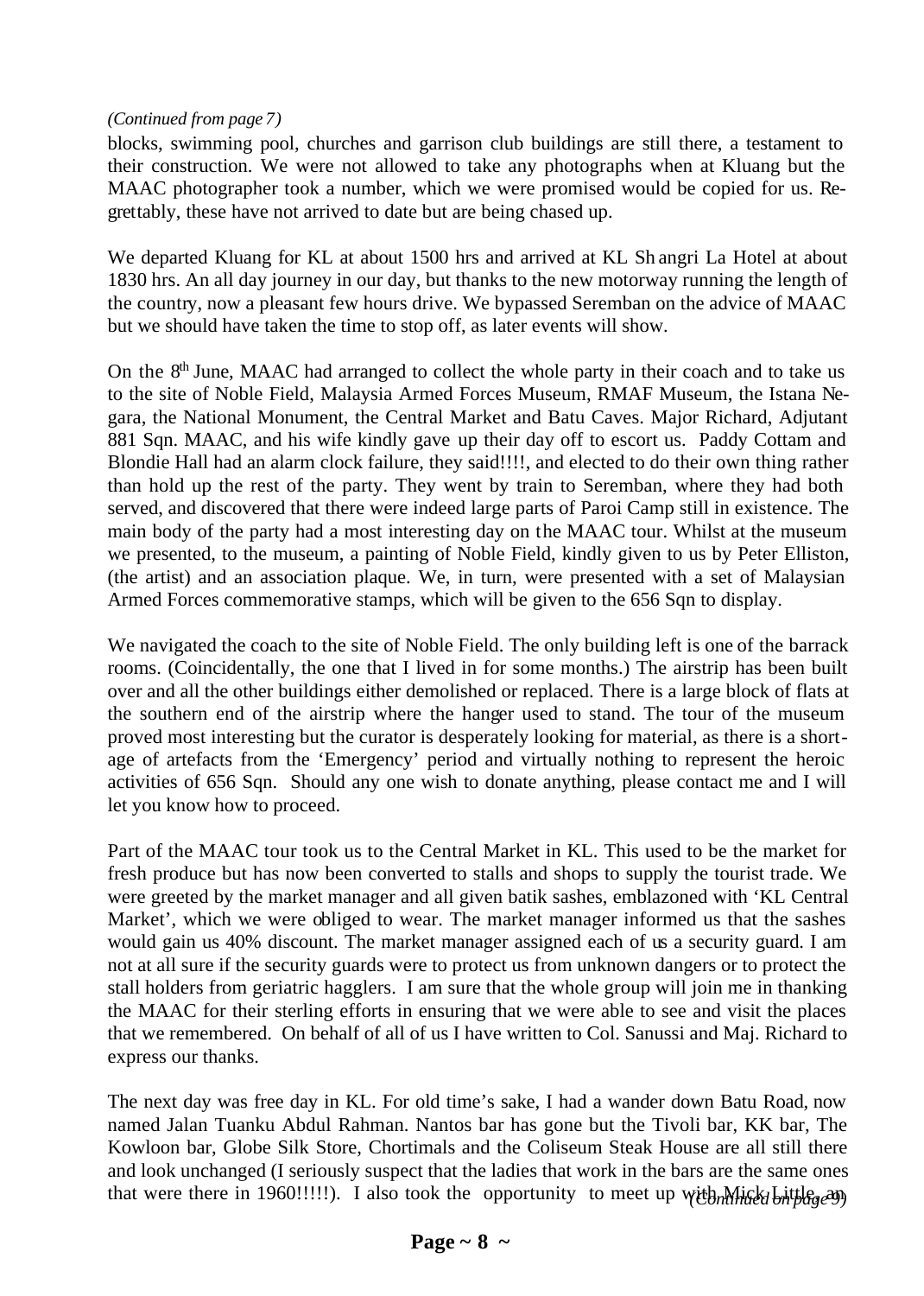*(Continued from page 7)*

blocks, swimming pool, churches and garrison club buildings are still there, a testament to their construction. We were not allowed to take any photographs when at Kluang but the MAAC photographer took a number, which we were promised would be copied for us. Regrettably, these have not arrived to date but are being chased up.

We departed Kluang for KL at about 1500 hrs and arrived at KL Shangri La Hotel at about 1830 hrs. An all day journey in our day, but thanks to the new motorway running the length of the country, now a pleasant few hours drive. We bypassed Seremban on the advice of MAAC but we should have taken the time to stop off, as later events will show.

On the 8th June, MAAC had arranged to collect the whole party in their coach and to take us to the site of Noble Field, Malaysia Armed Forces Museum, RMAF Museum, the Istana Negara, the National Monument, the Central Market and Batu Caves. Major Richard, Adjutant 881 Sqn. MAAC, and his wife kindly gave up their day off to escort us. Paddy Cottam and Blondie Hall had an alarm clock failure, they said!!!!, and elected to do their own thing rather than hold up the rest of the party. They went by train to Seremban, where they had both served, and discovered that there were indeed large parts of Paroi Camp still in existence. The main body of the party had a most interesting day on the MAAC tour. Whilst at the museum we presented, to the museum, a painting of Noble Field, kindly given to us by Peter Elliston, (the artist) and an association plaque. We, in turn, were presented with a set of Malaysian Armed Forces commemorative stamps, which will be given to the 656 Sqn to display.

We navigated the coach to the site of Noble Field. The only building left is one of the barrack rooms. (Coincidentally, the one that I lived in for some months.) The airstrip has been built over and all the other buildings either demolished or replaced. There is a large block of flats at the southern end of the airstrip where the hanger used to stand. The tour of the museum proved most interesting but the curator is desperately looking for material, as there is a shortage of artefacts from the 'Emergency' period and virtually nothing to represent the heroic activities of 656 Sqn. Should any one wish to donate anything, please contact me and I will let you know how to proceed.

Part of the MAAC tour took us to the Central Market in KL. This used to be the market for fresh produce but has now been converted to stalls and shops to supply the tourist trade. We were greeted by the market manager and all given batik sashes, emblazoned with 'KL Central Market', which we were obliged to wear. The market manager informed us that the sashes would gain us 40% discount. The market manager assigned each of us a security guard. I am not at all sure if the security guards were to protect us from unknown dangers or to protect the stall holders from geriatric hagglers. I am sure that the whole group will join me in thanking the MAAC for their sterling efforts in ensuring that we were able to see and visit the places that we remembered. On behalf of all of us I have written to Col. Sanussi and Maj. Richard to express our thanks.

The next day was free day in KL. For old time's sake, I had a wander down Batu Road, now named Jalan Tuanku Abdul Rahman. Nantos bar has gone but the Tivoli bar, KK bar, The Kowloon bar, Globe Silk Store, Chortimals and the Coliseum Steak House are all still there and look unchanged (I seriously suspect that the ladies that work in the bars are the same ones that were there in 1960!!!!!). I also took the opportunity to meet up with Mick Little, an

*(Continued on page 9)*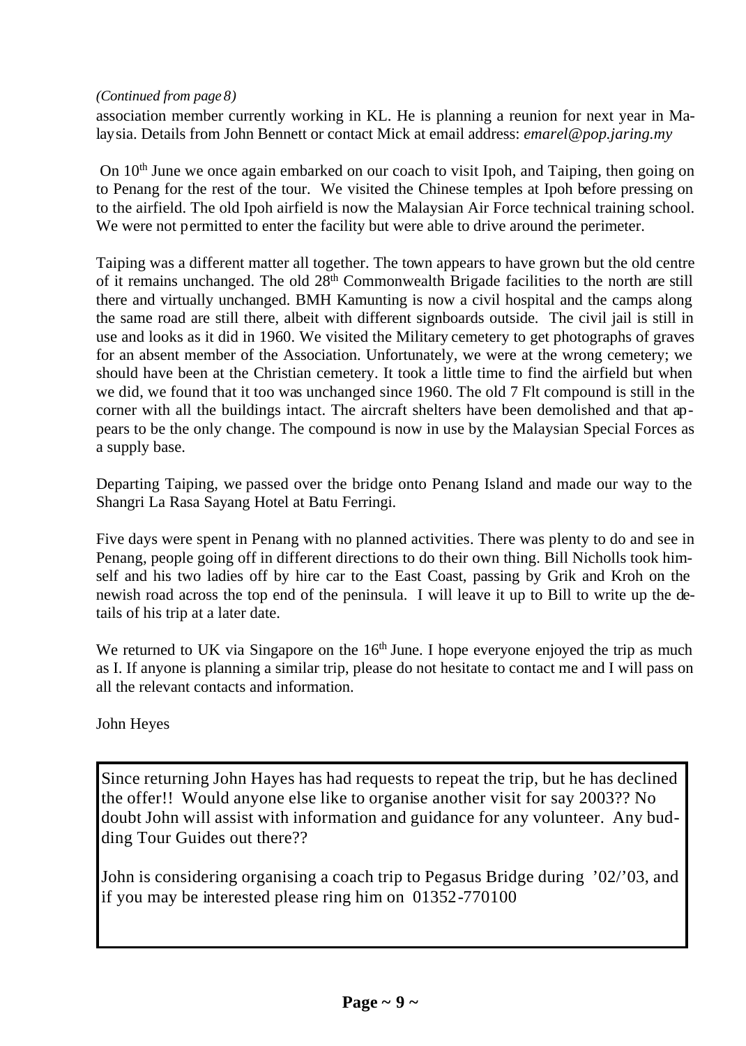*(Continued from page 8)*

association member currently working in KL. He is planning a reunion for next year in Malaysia. Details from John Bennett or contact Mick at email address: *emarel@pop.jaring.my*

On 10th June we once again embarked on our coach to visit Ipoh, and Taiping, then going on to Penang for the rest of the tour. We visited the Chinese temples at Ipoh before pressing on to the airfield. The old Ipoh airfield is now the Malaysian Air Force technical training school. We were not permitted to enter the facility but were able to drive around the perimeter.

Taiping was a different matter all together. The town appears to have grown but the old centre of it remains unchanged. The old 28th Commonwealth Brigade facilities to the north are still there and virtually unchanged. BMH Kamunting is now a civil hospital and the camps along the same road are still there, albeit with different signboards outside. The civil jail is still in use and looks as it did in 1960. We visited the Military cemetery to get photographs of graves for an absent member of the Association. Unfortunately, we were at the wrong cemetery; we should have been at the Christian cemetery. It took a little time to find the airfield but when we did, we found that it too was unchanged since 1960. The old 7 Flt compound is still in the corner with all the buildings intact. The aircraft shelters have been demolished and that appears to be the only change. The compound is now in use by the Malaysian Special Forces as a supply base.

Departing Taiping, we passed over the bridge onto Penang Island and made our way to the Shangri La Rasa Sayang Hotel at Batu Ferringi.

Five days were spent in Penang with no planned activities. There was plenty to do and see in Penang, people going off in different directions to do their own thing. Bill Nicholls took himself and his two ladies off by hire car to the East Coast, passing by Grik and Kroh on the newish road across the top end of the peninsula. I will leave it up to Bill to write up the details of his trip at a later date.

We returned to UK via Singapore on the 16th June. I hope everyone enjoyed the trip as much as I. If anyone is planning a similar trip, please do not hesitate to contact me and I will pass on all the relevant contacts and information.

John Heyes

Since returning John Hayes has had requests to repeat the trip, but he has declined the offer!! Would anyone else like to organise another visit for say 2003?? No doubt John will assist with information and guidance for any volunteer. Any budding Tour Guides out there??

John is considering organising a coach trip to Pegasus Bridge during '02/'03, and if you may be interested please ring him on 01352-770100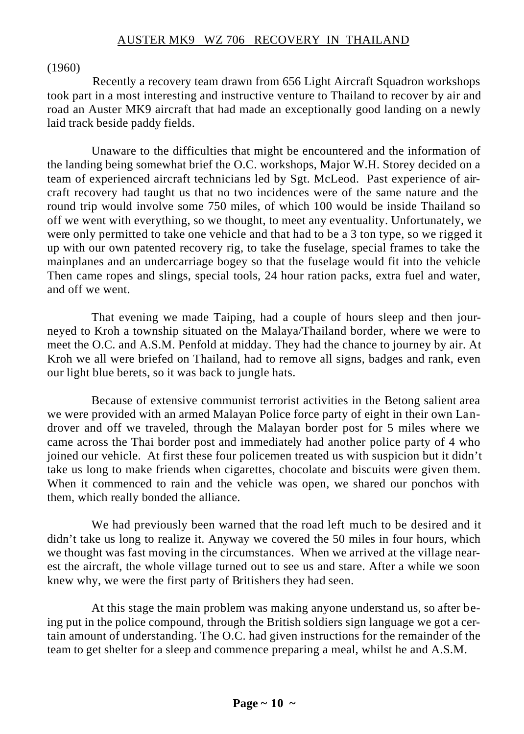## AUSTER MK9 WZ 706 RECOVERY IN THAILAND

(1960)

Recently a recovery team drawn from 656 Light Aircraft Squadron workshops took part in a most interesting and instructive venture to Thailand to recover by air and road an Auster MK9 aircraft that had made an exceptionally good landing on a newly laid track beside paddy fields.

Unaware to the difficulties that might be encountered and the information of the landing being somewhat brief the O.C. workshops, Major W.H. Storey decided on a team of experienced aircraft technicians led by Sgt. McLeod. Past experience of aircraft recovery had taught us that no two incidences were of the same nature and the round trip would involve some 750 miles, of which 100 would be inside Thailand so off we went with everything, so we thought, to meet any eventuality. Unfortunately, we were only permitted to take one vehicle and that had to be a 3 ton type, so we rigged it up with our own patented recovery rig, to take the fuselage, special frames to take the mainplanes and an undercarriage bogey so that the fuselage would fit into the vehicle Then came ropes and slings, special tools, 24 hour ration packs, extra fuel and water, and off we went.

That evening we made Taiping, had a couple of hours sleep and then journeyed to Kroh a township situated on the Malaya/Thailand border, where we were to meet the O.C. and A.S.M. Penfold at midday. They had the chance to journey by air. At Kroh we all were briefed on Thailand, had to remove all signs, badges and rank, even our light blue berets, so it was back to jungle hats.

Because of extensive communist terrorist activities in the Betong salient area we were provided with an armed Malayan Police force party of eight in their own Landrover and off we traveled, through the Malayan border post for 5 miles where we came across the Thai border post and immediately had another police party of 4 who joined our vehicle. At first these four policemen treated us with suspicion but it didn't take us long to make friends when cigarettes, chocolate and biscuits were given them. When it commenced to rain and the vehicle was open, we shared our ponchos with them, which really bonded the alliance.

We had previously been warned that the road left much to be desired and it didn't take us long to realize it. Anyway we covered the 50 miles in four hours, which we thought was fast moving in the circumstances. When we arrived at the village nearest the aircraft, the whole village turned out to see us and stare. After a while we soon knew why, we were the first party of Britishers they had seen.

At this stage the main problem was making anyone understand us, so after being put in the police compound, through the British soldiers sign language we got a certain amount of understanding. The O.C. had given instructions for the remainder of the team to get shelter for a sleep and commence preparing a meal, whilst he and A.S.M.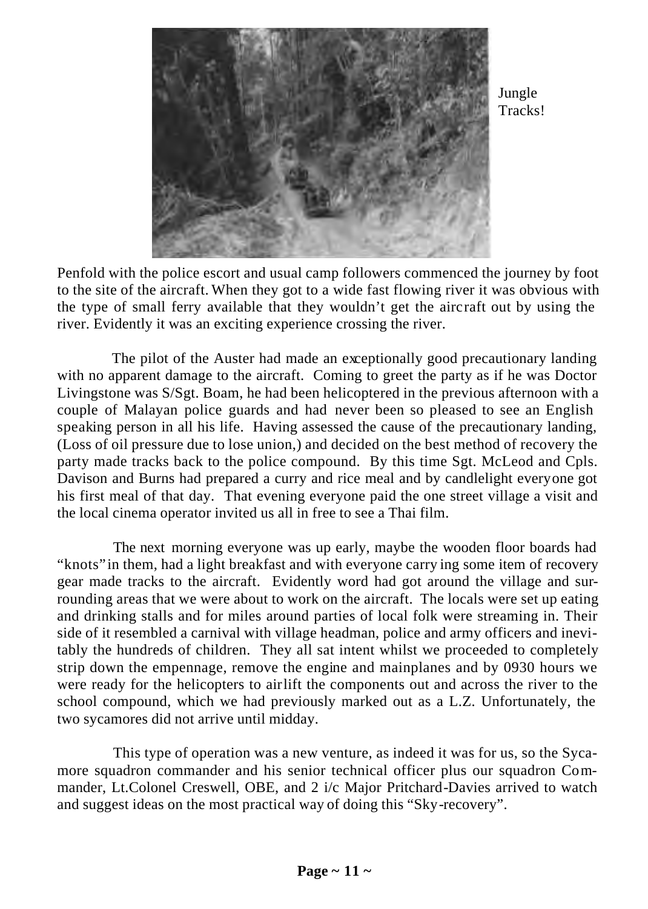Jungle Tracks!

Penfold with the police escort and usual camp followers commenced the journey by foot to the site of the aircraft. When they got to a wide fast flowing river it was obvious with the type of small ferry available that they wouldn't get the aircraft out by using the river. Evidently it was an exciting experience crossing the river.

The pilot of the Auster had made an exceptionally good precautionary landing with no apparent damage to the aircraft. Coming to greet the party as if he was Doctor Livingstone was S/Sgt. Boam, he had been helicoptered in the previous afternoon with a couple of Malayan police guards and had never been so pleased to see an English speaking person in all his life. Having assessed the cause of the precautionary landing, (Loss of oil pressure due to lose union,) and decided on the best method of recovery the party made tracks back to the police compound. By this time Sgt. McLeod and Cpls. Davison and Burns had prepared a curry and rice meal and by candlelight everyone got his first meal of that day. That evening everyone paid the one street village a visit and the local cinema operator invited us all in free to see a Thai film.

The next morning everyone was up early, maybe the wooden floor boards had "knots" in them, had a light breakfast and with everyone carrying some item of recovery gear made tracks to the aircraft. Evidently word had got around the village and surrounding areas that we were about to work on the aircraft. The locals were set up eating and drinking stalls and for miles around parties of local folk were streaming in. Their side of it resembled a carnival with village headman, police and army officers and inevitably the hundreds of children. They all sat intent whilst we proceeded to completely strip down the empennage, remove the engine and mainplanes and by 0930 hours we were ready for the helicopters to airlift the components out and across the river to the school compound, which we had previously marked out as a L.Z. Unfortunately, the two sycamores did not arrive until midday.

This type of operation was a new venture, as indeed it was for us, so the Sycamore squadron commander and his senior technical officer plus our squadron Commander, Lt.Colonel Creswell, OBE, and 2 i/c Major Pritchard-Davies arrived to watch and suggest ideas on the most practical way of doing this "Sky-recovery".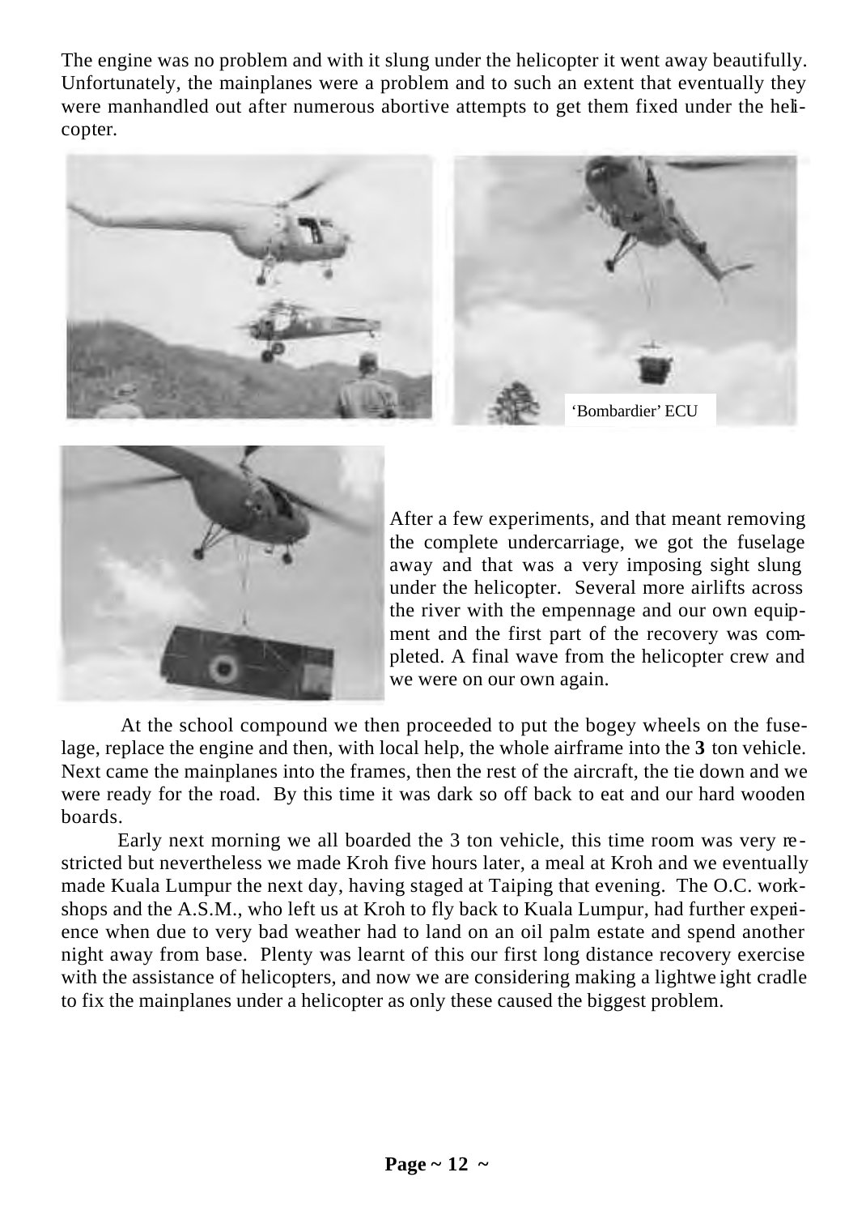The engine was no problem and with it slung under the helicopter it went away beautifully. Unfortunately, the mainplanes were a problem and to such an extent that eventually they were manhandled out after numerous abortive attempts to get them fixed under the helicopter.

'Bombardier' ECU

After a few experiments, and that meant removing the complete undercarriage, we got the fuselage away and that was a very imposing sight slung under the helicopter. Several more airlifts across the river with the empennage and our own equipment and the first part of the recovery was completed. A final wave from the helicopter crew and we were on our own again.

At the school compound we then proceeded to put the bogey wheels on the fuselage, replace the engine and then, with local help, the whole airframe into the **3** ton vehicle. Next came the mainplanes into the frames, then the rest of the aircraft, the tie down and we were ready for the road. By this time it was dark so off back to eat and our hard wooden boards.

Early next morning we all boarded the 3 ton vehicle, this time room was very restricted but nevertheless we made Kroh five hours later, a meal at Kroh and we eventually made Kuala Lumpur the next day, having staged at Taiping that evening. The O.C. workshops and the A.S.M., who left us at Kroh to fly back to Kuala Lumpur, had further experience when due to very bad weather had to land on an oil palm estate and spend another night away from base. Plenty was learnt of this our first long distance recovery exercise with the assistance of helicopters, and now we are considering making a lightweight cradle to fix the mainplanes under a helicopter as only these caused the biggest problem.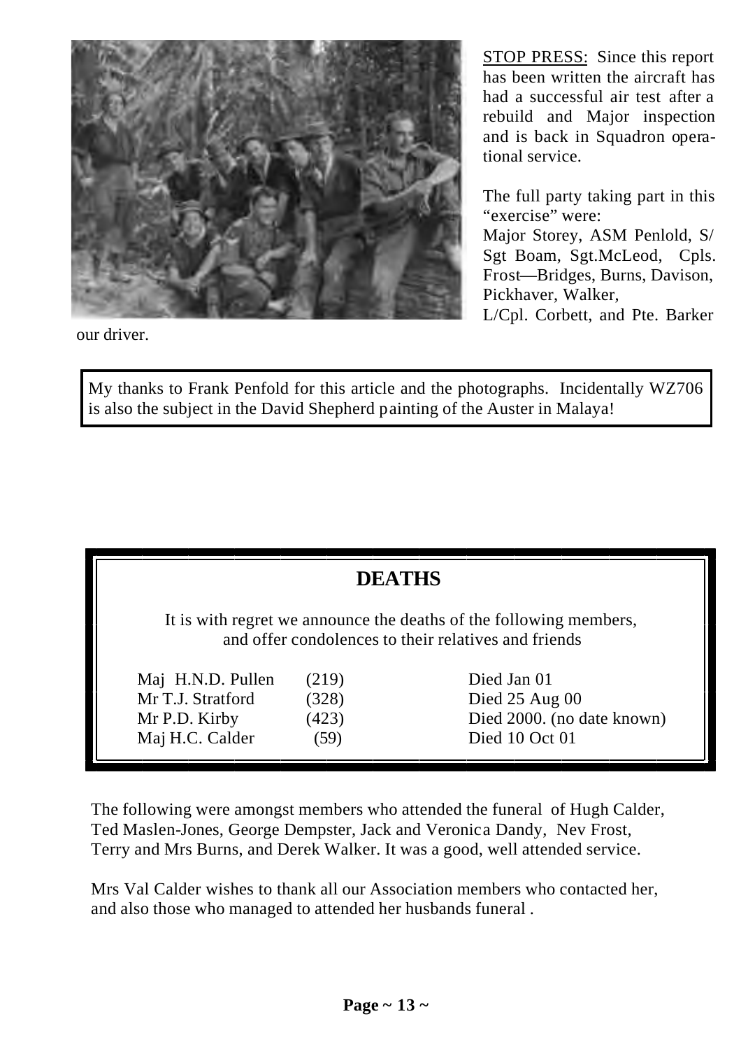STOP PRESS: Since this report has been written the aircraft has had a successful air test after a rebuild and Major inspection and is back in Squadron operational service.

The full party taking part in this "exercise" were:
Major Storey, ASM Penlold, S/Sgt Boam, Sgt.McLeod, Cpls. Frost—Bridges, Burns, Davison, Pickhaver, Walker,
L/Cpl. Corbett, and Pte. Barker our driver.

My thanks to Frank Penfold for this article and the photographs. Incidentally WZ706 is also the subject in the David Shepherd painting of the Auster in Malaya!

## DEATHS

It is with regret we announce the deaths of the following members, and offer condolences to their relatives and friends

| | | |
|---|---|---|
| Maj H.N.D. Pullen | (219) | Died Jan 01 |
| Mr T.J. Stratford | (328) | Died 25 Aug 00 |
| Mr P.D. Kirby | (423) | Died 2000. (no date known) |
| Maj H.C. Calder | (59) | Died 10 Oct 01 |

The following were amongst members who attended the funeral of Hugh Calder, Ted Maslen-Jones, George Dempster, Jack and Veronica Dandy, Nev Frost, Terry and Mrs Burns, and Derek Walker. It was a good, well attended service.

Mrs Val Calder wishes to thank all our Association members who contacted her, and also those who managed to attended her husbands funeral .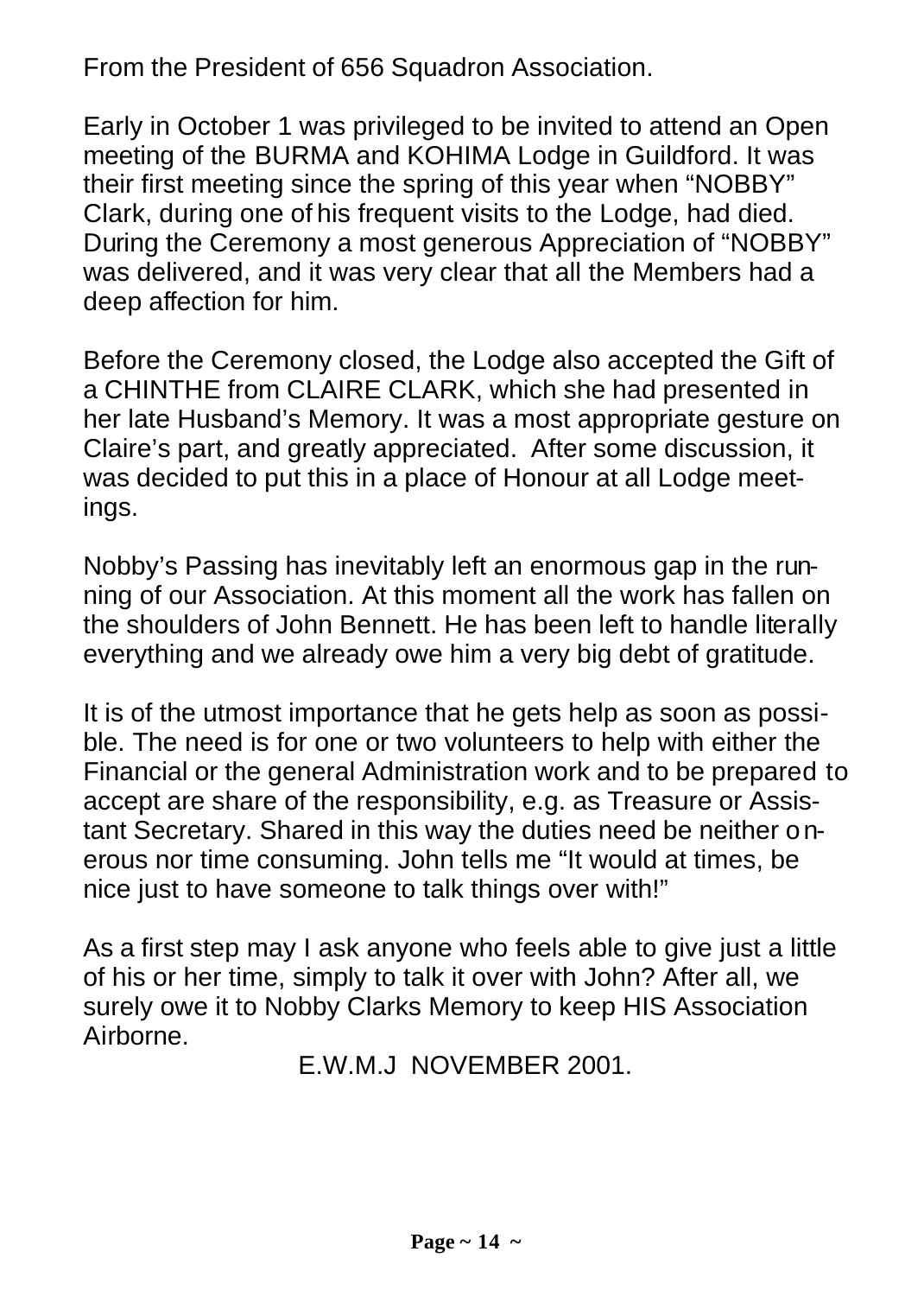From the President of 656 Squadron Association.

Early in October 1 was privileged to be invited to attend an Open meeting of the BURMA and KOHIMA Lodge in Guildford. It was their first meeting since the spring of this year when "NOBBY" Clark, during one of his frequent visits to the Lodge, had died. During the Ceremony a most generous Appreciation of "NOBBY" was delivered, and it was very clear that all the Members had a deep affection for him.

Before the Ceremony closed, the Lodge also accepted the Gift of a CHINTHE from CLAIRE CLARK, which she had presented in her late Husband's Memory. It was a most appropriate gesture on Claire's part, and greatly appreciated. After some discussion, it was decided to put this in a place of Honour at all Lodge meetings.

Nobby's Passing has inevitably left an enormous gap in the running of our Association. At this moment all the work has fallen on the shoulders of John Bennett. He has been left to handle literally everything and we already owe him a very big debt of gratitude.

It is of the utmost importance that he gets help as soon as possible. The need is for one or two volunteers to help with either the Financial or the general Administration work and to be prepared to accept are share of the responsibility, e.g. as Treasure or Assistant Secretary. Shared in this way the duties need be neither onerous nor time consuming. John tells me "It would at times, be nice just to have someone to talk things over with!"

As a first step may I ask anyone who feels able to give just a little of his or her time, simply to talk it over with John? After all, we surely owe it to Nobby Clarks Memory to keep HIS Association Airborne.

E.W.M.J NOVEMBER 2001.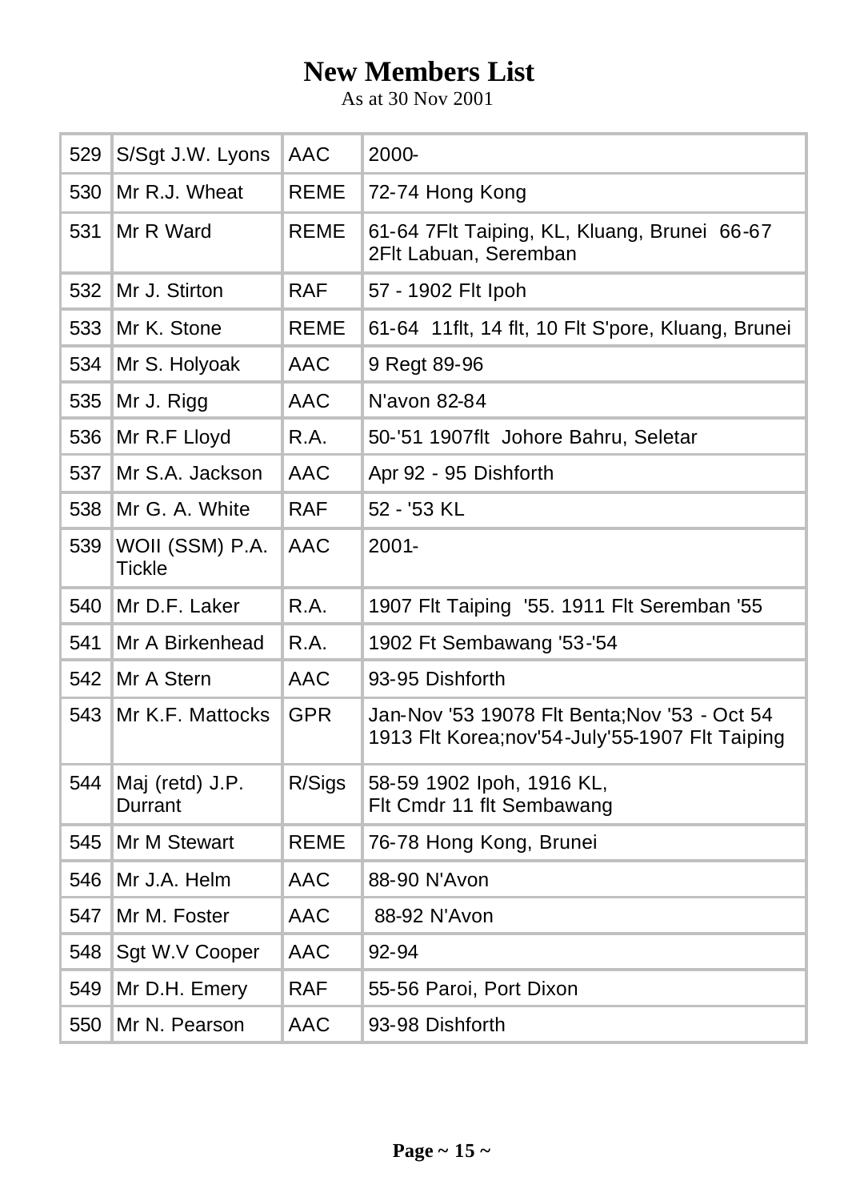# New Members List

As at 30 Nov 2001

| | | | |
|---|---|---|---|
| 529 | S/Sgt J.W. Lyons | AAC | 2000- |
| 530 | Mr R.J. Wheat | REME | 72-74 Hong Kong |
| 531 | Mr R Ward | REME | 61-64 7Flt Taiping, KL, Kluang, Brunei 66-67 2Flt Labuan, Seremban |
| 532 | Mr J. Stirton | RAF | 57 - 1902 Flt Ipoh |
| 533 | Mr K. Stone | REME | 61-64 11flt, 14 flt, 10 Flt S'pore, Kluang, Brunei |
| 534 | Mr S. Holyoak | AAC | 9 Regt 89-96 |
| 535 | Mr J. Rigg | AAC | N'avon 82-84 |
| 536 | Mr R.F Lloyd | R.A. | 50-'51 1907flt Johore Bahru, Seletar |
| 537 | Mr S.A. Jackson | AAC | Apr 92 - 95 Dishforth |
| 538 | Mr G. A. White | RAF | 52 - '53 KL |
| 539 | WOII (SSM) P.A. Tickle | AAC | 2001- |
| 540 | Mr D.F. Laker | R.A. | 1907 Flt Taiping '55. 1911 Flt Seremban '55 |
| 541 | Mr A Birkenhead | R.A. | 1902 Ft Sembawang '53-'54 |
| 542 | Mr A Stern | AAC | 93-95 Dishforth |
| 543 | Mr K.F. Mattocks | GPR | Jan-Nov '53 19078 Flt Benta;Nov '53 - Oct 54 1913 Flt Korea;nov'54-July'55-1907 Flt Taiping |
| 544 | Maj (retd) J.P. Durrant | R/Sigs | 58-59 1902 Ipoh, 1916 KL, Flt Cmdr 11 flt Sembawang |
| 545 | Mr M Stewart | REME | 76-78 Hong Kong, Brunei |
| 546 | Mr J.A. Helm | AAC | 88-90 N'Avon |
| 547 | Mr M. Foster | AAC | 88-92 N'Avon |
| 548 | Sgt W.V Cooper | AAC | 92-94 |
| 549 | Mr D.H. Emery | RAF | 55-56 Paroi, Port Dixon |
| 550 | Mr N. Pearson | AAC | 93-98 Dishforth |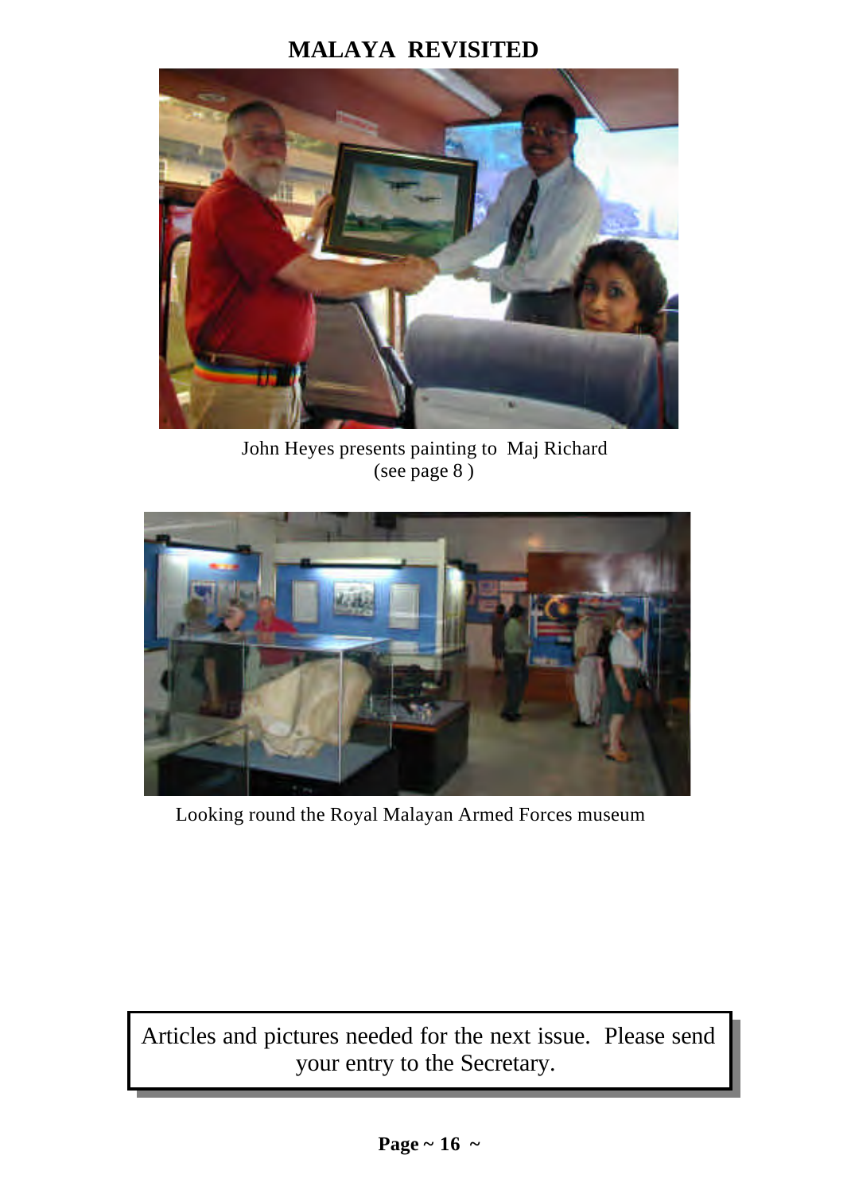# MALAYA REVISITED

John Heyes presents painting to Maj Richard
(see page 8 )

Looking round the Royal Malayan Armed Forces museum

Articles and pictures needed for the next issue. Please send your entry to the Secretary.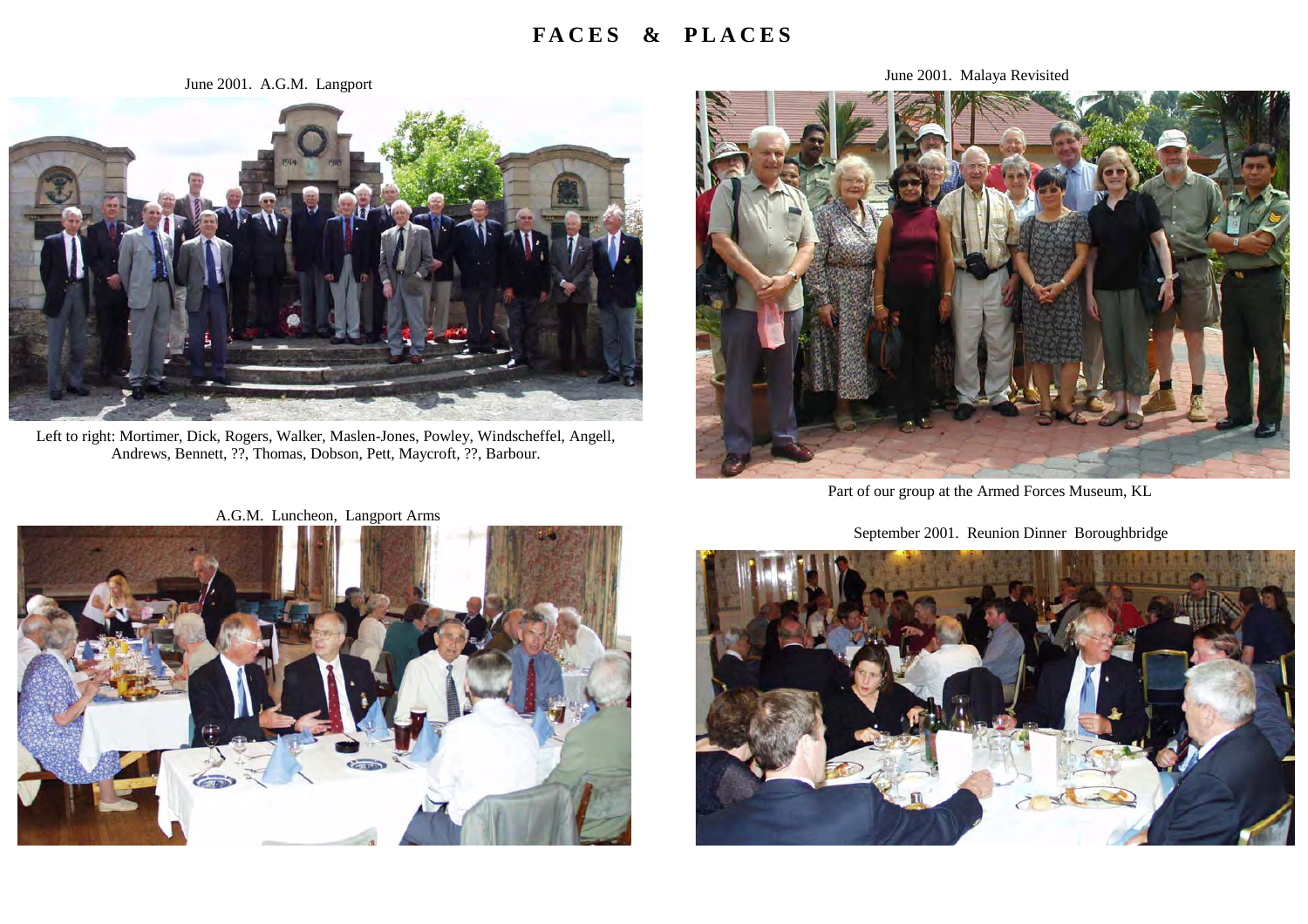# FACES & PLACES

June 2001. A.G.M. Langport

Left to right: Mortimer, Dick, Rogers, Walker, Maslen-Jones, Powley, Windscheffel, Angell, Andrews, Bennett, ??, Thomas, Dobson, Pett, Maycroft, ??, Barbour.

A.G.M. Luncheon, Langport Arms

June 2001. Malaya Revisited

Part of our group at the Armed Forces Museum, KL

September 2001. Reunion Dinner Boroughbridge